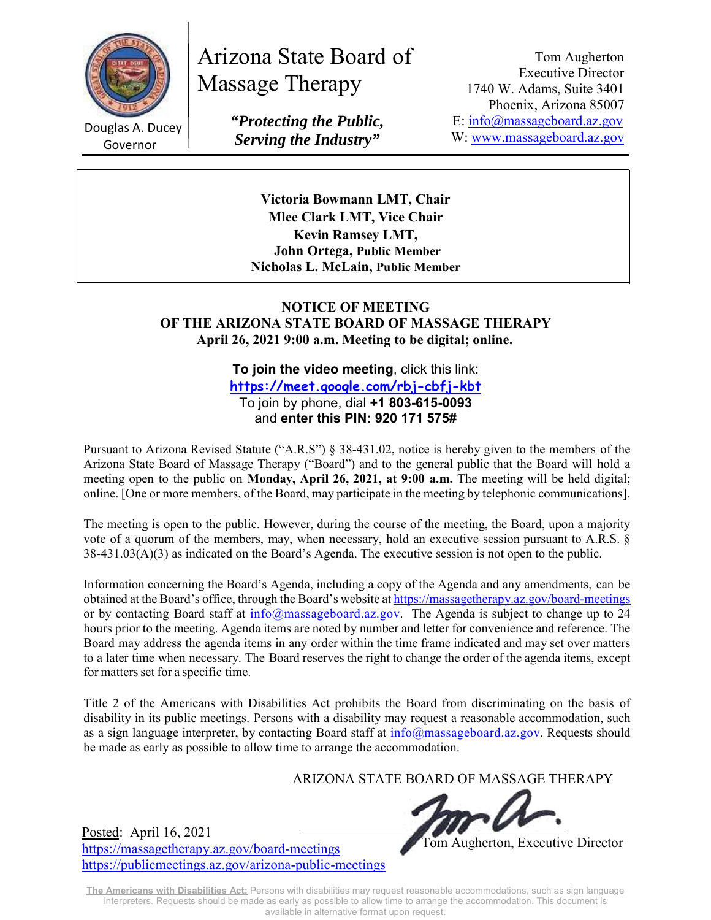Douglas A. Ducey
Governor

# Arizona State Board of Massage Therapy

***"Protecting the Public, Serving the Industry"***

Tom Augherton
Executive Director
1740 W. Adams, Suite 3401
Phoenix, Arizona 85007
E: info@massageboard.az.gov
W: www.massageboard.az.gov

**Victoria Bowmann LMT, Chair**
**Mlee Clark LMT, Vice Chair**
**Kevin Ramsey LMT,**
**John Ortega, Public Member**
**Nicholas L. McLain, Public Member**

## NOTICE OF MEETING
## OF THE ARIZONA STATE BOARD OF MASSAGE THERAPY
**April 26, 2021 9:00 a.m. Meeting to be digital; online.**

**To join the video meeting**, click this link:
**https://meet.google.com/rbj-cbfj-kbt**
To join by phone, dial **+1 803-615-0093**
and **enter this PIN: 920 171 575#**

Pursuant to Arizona Revised Statute ("A.R.S") § 38-431.02, notice is hereby given to the members of the Arizona State Board of Massage Therapy ("Board") and to the general public that the Board will hold a meeting open to the public on **Monday, April 26, 2021, at 9:00 a.m.** The meeting will be held digital; online. [One or more members, of the Board, may participate in the meeting by telephonic communications].

The meeting is open to the public. However, during the course of the meeting, the Board, upon a majority vote of a quorum of the members, may, when necessary, hold an executive session pursuant to A.R.S. § 38-431.03(A)(3) as indicated on the Board's Agenda. The executive session is not open to the public.

Information concerning the Board's Agenda, including a copy of the Agenda and any amendments, can be obtained at the Board's office, through the Board's website at https://massagetherapy.az.gov/board-meetings or by contacting Board staff at info@massageboard.az.gov. The Agenda is subject to change up to 24 hours prior to the meeting. Agenda items are noted by number and letter for convenience and reference. The Board may address the agenda items in any order within the time frame indicated and may set over matters to a later time when necessary. The Board reserves the right to change the order of the agenda items, except for matters set for a specific time.

Title 2 of the Americans with Disabilities Act prohibits the Board from discriminating on the basis of disability in its public meetings. Persons with a disability may request a reasonable accommodation, such as a sign language interpreter, by contacting Board staff at info@massageboard.az.gov. Requests should be made as early as possible to allow time to arrange the accommodation.

ARIZONA STATE BOARD OF MASSAGE THERAPY

Tom Augherton, Executive Director

Posted: April 16, 2021
https://massagetherapy.az.gov/board-meetings
https://publicmeetings.az.gov/arizona-public-meetings

**The Americans with Disabilities Act:** Persons with disabilities may request reasonable accommodations, such as sign language interpreters. Requests should be made as early as possible to allow time to arrange the accommodation. This document is available in alternative format upon request.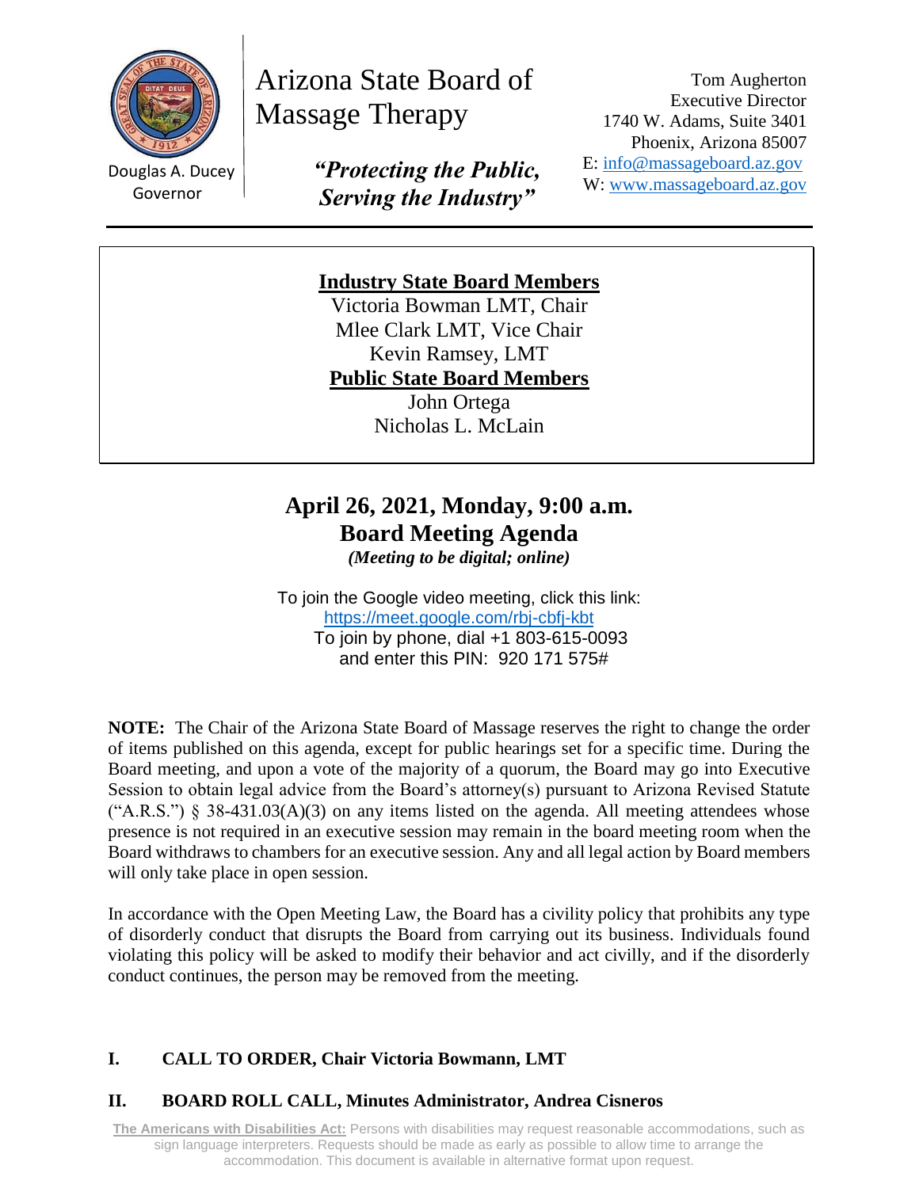Douglas A. Ducey
Governor

# Arizona State Board of Massage Therapy

***"Protecting the Public, Serving the Industry"***

Tom Augherton
Executive Director
1740 W. Adams, Suite 3401
Phoenix, Arizona 85007
E: info@massageboard.az.gov
W: www.massageboard.az.gov

---

**Industry State Board Members**
Victoria Bowman LMT, Chair
Mlee Clark LMT, Vice Chair
Kevin Ramsey, LMT
**Public State Board Members**
John Ortega
Nicholas L. McLain

## April 26, 2021, Monday, 9:00 a.m.
## Board Meeting Agenda
***(Meeting to be digital; online)***

To join the Google video meeting, click this link:
https://meet.google.com/rbj-cbfj-kbt
To join by phone, dial +1 803-615-0093
and enter this PIN: 920 171 575#

**NOTE:** The Chair of the Arizona State Board of Massage reserves the right to change the order of items published on this agenda, except for public hearings set for a specific time. During the Board meeting, and upon a vote of the majority of a quorum, the Board may go into Executive Session to obtain legal advice from the Board's attorney(s) pursuant to Arizona Revised Statute ("A.R.S.") § 38-431.03(A)(3) on any items listed on the agenda. All meeting attendees whose presence is not required in an executive session may remain in the board meeting room when the Board withdraws to chambers for an executive session. Any and all legal action by Board members will only take place in open session.

In accordance with the Open Meeting Law, the Board has a civility policy that prohibits any type of disorderly conduct that disrupts the Board from carrying out its business. Individuals found violating this policy will be asked to modify their behavior and act civilly, and if the disorderly conduct continues, the person may be removed from the meeting.

**I. CALL TO ORDER, Chair Victoria Bowmann, LMT**

**II. BOARD ROLL CALL, Minutes Administrator, Andrea Cisneros**

**The Americans with Disabilities Act:** Persons with disabilities may request reasonable accommodations, such as sign language interpreters. Requests should be made as early as possible to allow time to arrange the accommodation. This document is available in alternative format upon request.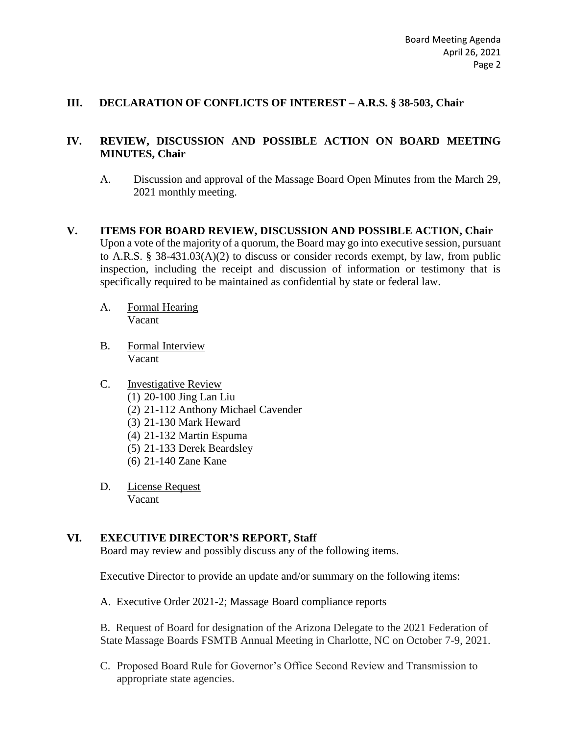## III. DECLARATION OF CONFLICTS OF INTEREST – A.R.S. § 38-503, Chair

## IV. REVIEW, DISCUSSION AND POSSIBLE ACTION ON BOARD MEETING MINUTES, Chair

A. Discussion and approval of the Massage Board Open Minutes from the March 29, 2021 monthly meeting.

## V. ITEMS FOR BOARD REVIEW, DISCUSSION AND POSSIBLE ACTION, Chair

Upon a vote of the majority of a quorum, the Board may go into executive session, pursuant to A.R.S. § 38-431.03(A)(2) to discuss or consider records exempt, by law, from public inspection, including the receipt and discussion of information or testimony that is specifically required to be maintained as confidential by state or federal law.

A. Formal Hearing
Vacant

B. Formal Interview
Vacant

C. Investigative Review
(1) 20-100 Jing Lan Liu
(2) 21-112 Anthony Michael Cavender
(3) 21-130 Mark Heward
(4) 21-132 Martin Espuma
(5) 21-133 Derek Beardsley
(6) 21-140 Zane Kane

D. License Request
Vacant

## VI. EXECUTIVE DIRECTOR'S REPORT, Staff

Board may review and possibly discuss any of the following items.

Executive Director to provide an update and/or summary on the following items:

A. Executive Order 2021-2; Massage Board compliance reports

B. Request of Board for designation of the Arizona Delegate to the 2021 Federation of State Massage Boards FSMTB Annual Meeting in Charlotte, NC on October 7-9, 2021.

C. Proposed Board Rule for Governor's Office Second Review and Transmission to appropriate state agencies.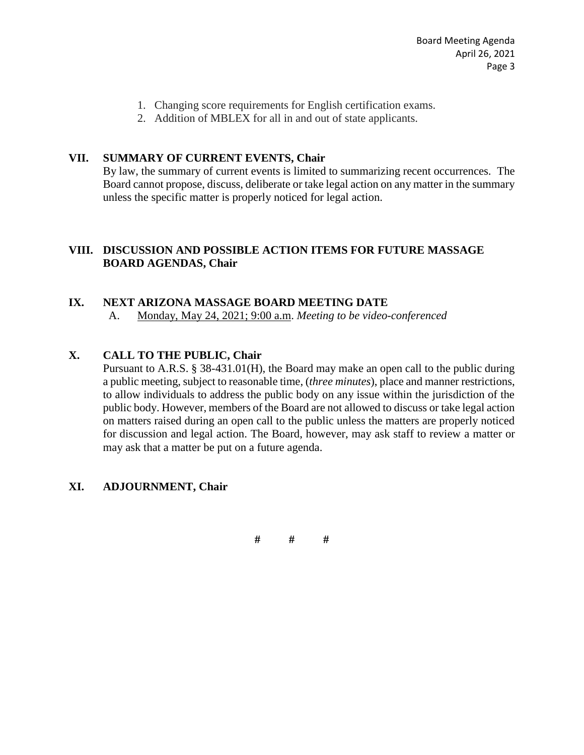1. Changing score requirements for English certification exams.
2. Addition of MBLEX for all in and out of state applicants.

## VII. SUMMARY OF CURRENT EVENTS, Chair

By law, the summary of current events is limited to summarizing recent occurrences. The Board cannot propose, discuss, deliberate or take legal action on any matter in the summary unless the specific matter is properly noticed for legal action.

## VIII. DISCUSSION AND POSSIBLE ACTION ITEMS FOR FUTURE MASSAGE BOARD AGENDAS, Chair

## IX. NEXT ARIZONA MASSAGE BOARD MEETING DATE

A. Monday, May 24, 2021; 9:00 a.m. *Meeting to be video-conferenced*

## X. CALL TO THE PUBLIC, Chair

Pursuant to A.R.S. § 38-431.01(H), the Board may make an open call to the public during a public meeting, subject to reasonable time, (*three minutes*), place and manner restrictions, to allow individuals to address the public body on any issue within the jurisdiction of the public body. However, members of the Board are not allowed to discuss or take legal action on matters raised during an open call to the public unless the matters are properly noticed for discussion and legal action. The Board, however, may ask staff to review a matter or may ask that a matter be put on a future agenda.

## XI. ADJOURNMENT, Chair

# # #